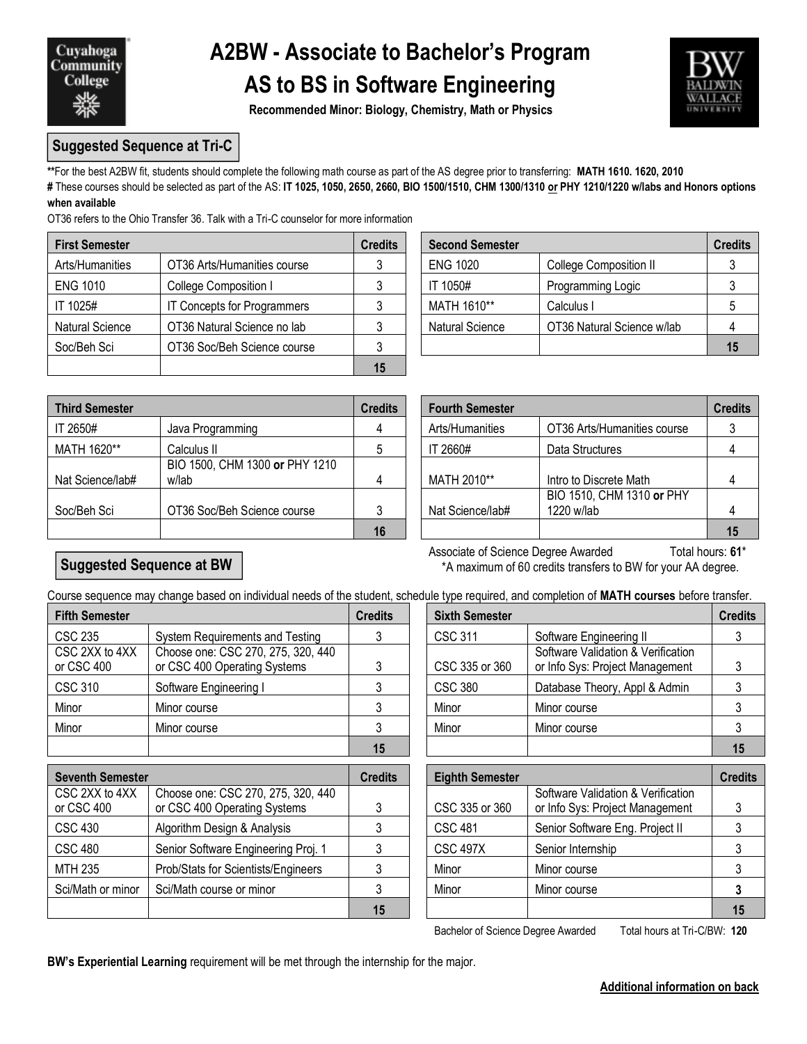# A2BW - Associate to Bachelor's Program

# AS to BS in Software Engineering

**Recommended Minor: Biology, Chemistry, Math or Physics**

## Suggested Sequence at Tri-C

**\*\***For the best A2BW fit, students should complete the following math course as part of the AS degree prior to transferring: **MATH 1610. 1620, 2010**

**#** These courses should be selected as part of the AS: **IT 1025, 1050, 2650, 2660, BIO 1500/1510, CHM 1300/1310 or PHY 1210/1220 w/labs and Honors options when available**

OT36 refers to the Ohio Transfer 36. Talk with a Tri-C counselor for more information

| First Semester | | Credits |
|---|---|---|
| Arts/Humanities | OT36 Arts/Humanities course | 3 |
| ENG 1010 | College Composition I | 3 |
| IT 1025# | IT Concepts for Programmers | 3 |
| Natural Science | OT36 Natural Science no lab | 3 |
| Soc/Beh Sci | OT36 Soc/Beh Science course | 3 |
| | | 15 |

| Second Semester | | Credits |
|---|---|---|
| ENG 1020 | College Composition II | 3 |
| IT 1050# | Programming Logic | 3 |
| MATH 1610** | Calculus I | 5 |
| Natural Science | OT36 Natural Science w/lab | 4 |
| | | 15 |

| Third Semester | | Credits |
|---|---|---|
| IT 2650# | Java Programming | 4 |
| MATH 1620** | Calculus II | 5 |
| Nat Science/lab# | BIO 1500, CHM 1300 **or** PHY 1210 w/lab | 4 |
| Soc/Beh Sci | OT36 Soc/Beh Science course | 3 |
| | | 16 |

| Fourth Semester | | Credits |
|---|---|---|
| Arts/Humanities | OT36 Arts/Humanities course | 3 |
| IT 2660# | Data Structures | 4 |
| MATH 2010** | Intro to Discrete Math | 4 |
| Nat Science/lab# | BIO 1510, CHM 1310 **or** PHY 1220 w/lab | 4 |
| | | 15 |

Associate of Science Degree Awarded Total hours: **61***

*A maximum of 60 credits transfers to BW for your AA degree.

## Suggested Sequence at BW

Course sequence may change based on individual needs of the student, schedule type required, and completion of **MATH courses** before transfer.

| Fifth Semester | | Credits |
|---|---|---|
| CSC 235 | System Requirements and Testing | 3 |
| CSC 2XX to 4XX or CSC 400 | Choose one: CSC 270, 275, 320, 440 or CSC 400 Operating Systems | 3 |
| CSC 310 | Software Engineering I | 3 |
| Minor | Minor course | 3 |
| Minor | Minor course | 3 |
| | | 15 |

| Sixth Semester | | Credits |
|---|---|---|
| CSC 311 | Software Engineering II | 3 |
| CSC 335 or 360 | Software Validation & Verification or Info Sys: Project Management | 3 |
| CSC 380 | Database Theory, Appl & Admin | 3 |
| Minor | Minor course | 3 |
| Minor | Minor course | 3 |
| | | 15 |

| Seventh Semester | | Credits |
|---|---|---|
| CSC 2XX to 4XX or CSC 400 | Choose one: CSC 270, 275, 320, 440 or CSC 400 Operating Systems | 3 |
| CSC 430 | Algorithm Design & Analysis | 3 |
| CSC 480 | Senior Software Engineering Proj. 1 | 3 |
| MTH 235 | Prob/Stats for Scientists/Engineers | 3 |
| Sci/Math or minor | Sci/Math course or minor | 3 |
| | | 15 |

| Eighth Semester | | Credits |
|---|---|---|
| CSC 335 or 360 | Software Validation & Verification or Info Sys: Project Management | 3 |
| CSC 481 | Senior Software Eng. Project II | 3 |
| CSC 497X | Senior Internship | 3 |
| Minor | Minor course | 3 |
| Minor | Minor course | 3 |
| | | 15 |

Bachelor of Science Degree Awarded Total hours at Tri-C/BW: **120**

**BW's Experiential Learning** requirement will be met through the internship for the major.

**Additional information on back**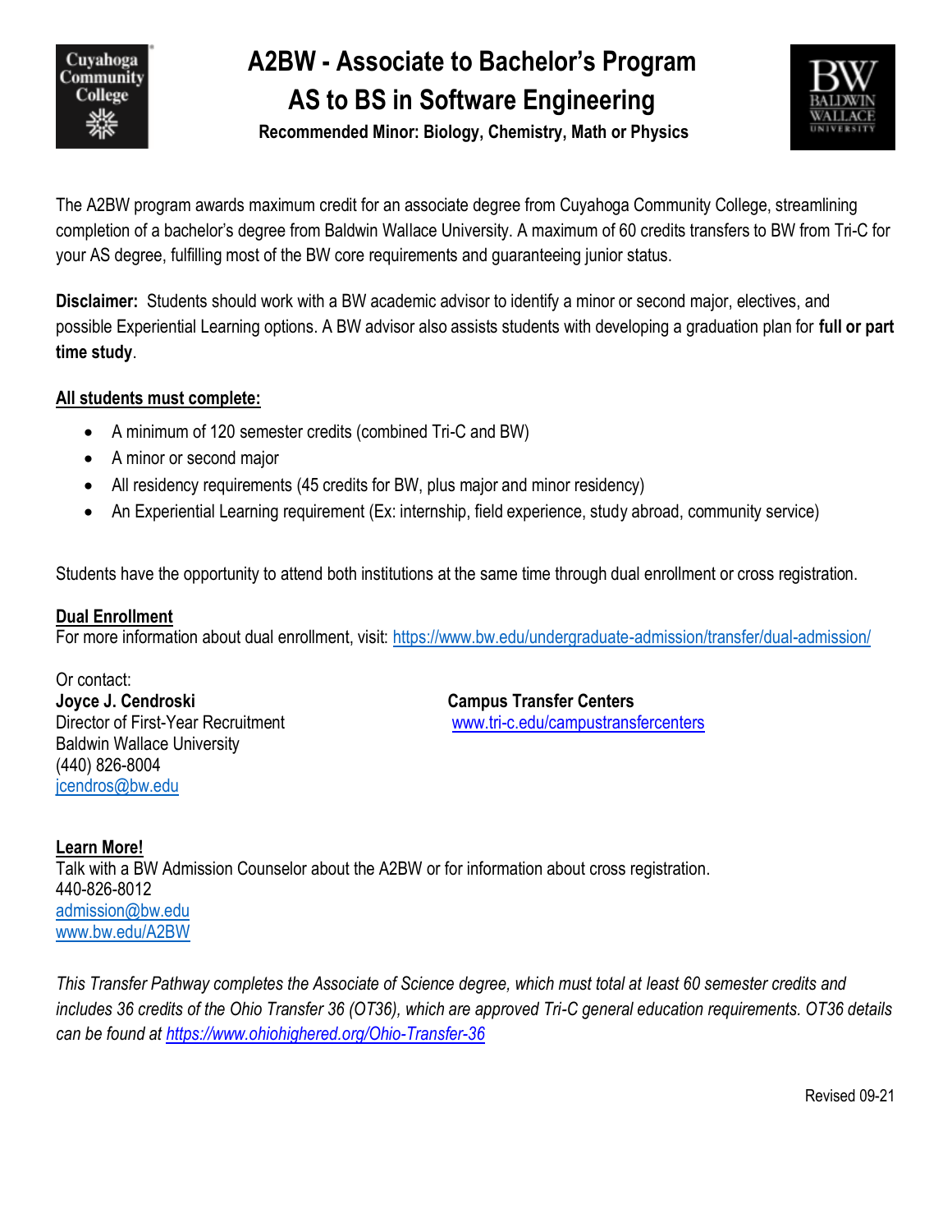# A2BW - Associate to Bachelor's Program

## AS to BS in Software Engineering

**Recommended Minor: Biology, Chemistry, Math or Physics**

The A2BW program awards maximum credit for an associate degree from Cuyahoga Community College, streamlining completion of a bachelor's degree from Baldwin Wallace University. A maximum of 60 credits transfers to BW from Tri-C for your AS degree, fulfilling most of the BW core requirements and guaranteeing junior status.

**Disclaimer:** Students should work with a BW academic advisor to identify a minor or second major, electives, and possible Experiential Learning options. A BW advisor also assists students with developing a graduation plan for **full or part time study**.

**All students must complete:**

- A minimum of 120 semester credits (combined Tri-C and BW)
- A minor or second major
- All residency requirements (45 credits for BW, plus major and minor residency)
- An Experiential Learning requirement (Ex: internship, field experience, study abroad, community service)

Students have the opportunity to attend both institutions at the same time through dual enrollment or cross registration.

**Dual Enrollment**
For more information about dual enrollment, visit: https://www.bw.edu/undergraduate-admission/transfer/dual-admission/

Or contact:
**Joyce J. Cendroski**
Director of First-Year Recruitment
Baldwin Wallace University
(440) 826-8004
jcendros@bw.edu

**Campus Transfer Centers**
www.tri-c.edu/campustransfercenters

**Learn More!**
Talk with a BW Admission Counselor about the A2BW or for information about cross registration.
440-826-8012
admission@bw.edu
www.bw.edu/A2BW

*This Transfer Pathway completes the Associate of Science degree, which must total at least 60 semester credits and includes 36 credits of the Ohio Transfer 36 (OT36), which are approved Tri-C general education requirements. OT36 details can be found at https://www.ohiohighered.org/Ohio-Transfer-36*

Revised 09-21